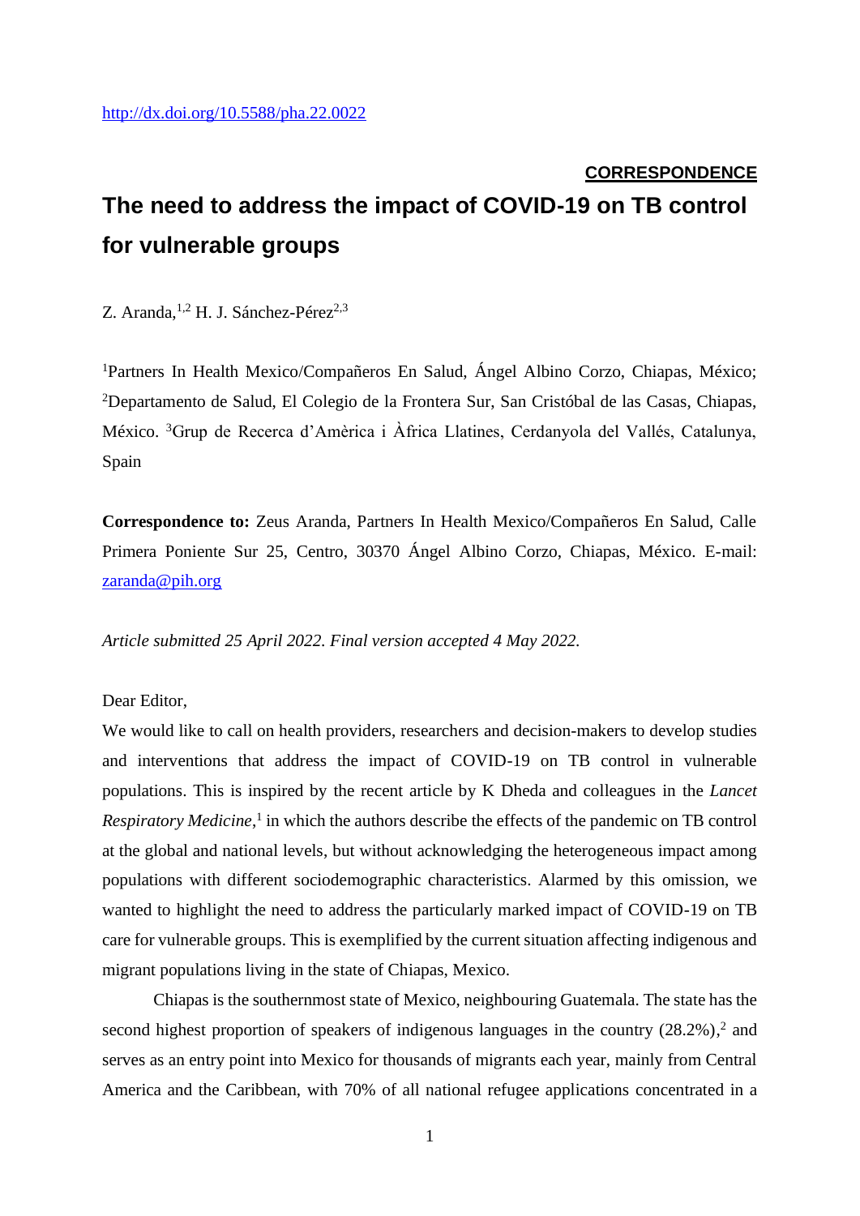http://dx.doi.org/10.5588/pha.22.0022

**CORRESPONDENCE**

# The need to address the impact of COVID-19 on TB control for vulnerable groups

Z. Aranda,[1,2] H. J. Sánchez-Pérez[2,3]

[1]Partners In Health Mexico/Compañeros En Salud, Ángel Albino Corzo, Chiapas, México; [2]Departamento de Salud, El Colegio de la Frontera Sur, San Cristóbal de las Casas, Chiapas, México. [3]Grup de Recerca d'Amèrica i Àfrica Llatines, Cerdanyola del Vallés, Catalunya, Spain

**Correspondence to:** Zeus Aranda, Partners In Health Mexico/Compañeros En Salud, Calle Primera Poniente Sur 25, Centro, 30370 Ángel Albino Corzo, Chiapas, México. E-mail: zaranda@pih.org

*Article submitted 25 April 2022. Final version accepted 4 May 2022.*

Dear Editor,

We would like to call on health providers, researchers and decision-makers to develop studies and interventions that address the impact of COVID-19 on TB control in vulnerable populations. This is inspired by the recent article by K Dheda and colleagues in the *Lancet Respiratory Medicine*,[1] in which the authors describe the effects of the pandemic on TB control at the global and national levels, but without acknowledging the heterogeneous impact among populations with different sociodemographic characteristics. Alarmed by this omission, we wanted to highlight the need to address the particularly marked impact of COVID-19 on TB care for vulnerable groups. This is exemplified by the current situation affecting indigenous and migrant populations living in the state of Chiapas, Mexico.

Chiapas is the southernmost state of Mexico, neighbouring Guatemala. The state has the second highest proportion of speakers of indigenous languages in the country (28.2%),[2] and serves as an entry point into Mexico for thousands of migrants each year, mainly from Central America and the Caribbean, with 70% of all national refugee applications concentrated in a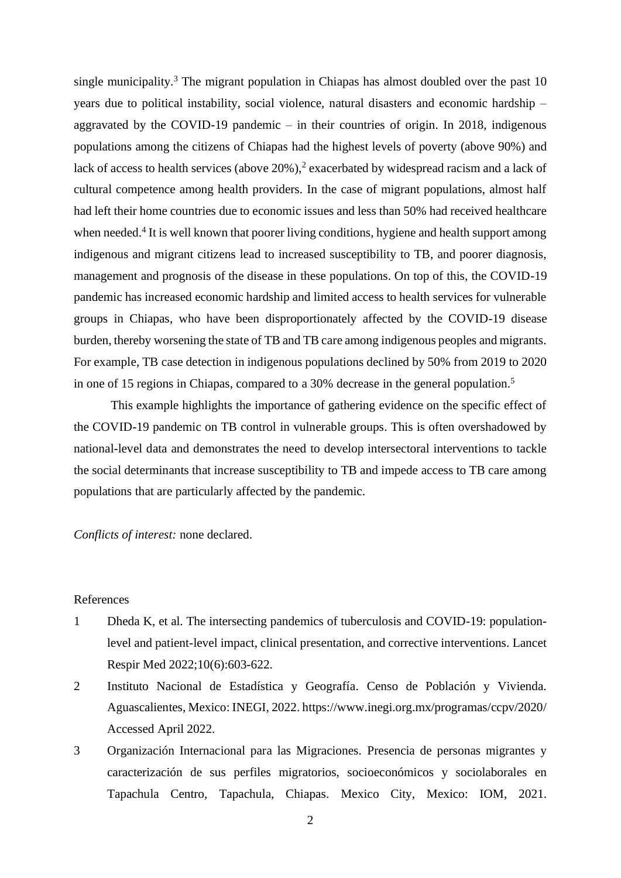single municipality.[3] The migrant population in Chiapas has almost doubled over the past 10 years due to political instability, social violence, natural disasters and economic hardship – aggravated by the COVID-19 pandemic – in their countries of origin. In 2018, indigenous populations among the citizens of Chiapas had the highest levels of poverty (above 90%) and lack of access to health services (above 20%),[2] exacerbated by widespread racism and a lack of cultural competence among health providers. In the case of migrant populations, almost half had left their home countries due to economic issues and less than 50% had received healthcare when needed.[4] It is well known that poorer living conditions, hygiene and health support among indigenous and migrant citizens lead to increased susceptibility to TB, and poorer diagnosis, management and prognosis of the disease in these populations. On top of this, the COVID-19 pandemic has increased economic hardship and limited access to health services for vulnerable groups in Chiapas, who have been disproportionately affected by the COVID-19 disease burden, thereby worsening the state of TB and TB care among indigenous peoples and migrants. For example, TB case detection in indigenous populations declined by 50% from 2019 to 2020 in one of 15 regions in Chiapas, compared to a 30% decrease in the general population.[5]

This example highlights the importance of gathering evidence on the specific effect of the COVID-19 pandemic on TB control in vulnerable groups. This is often overshadowed by national-level data and demonstrates the need to develop intersectoral interventions to tackle the social determinants that increase susceptibility to TB and impede access to TB care among populations that are particularly affected by the pandemic.

*Conflicts of interest:* none declared.

References

1. Dheda K, et al. The intersecting pandemics of tuberculosis and COVID-19: population-level and patient-level impact, clinical presentation, and corrective interventions. Lancet Respir Med 2022;10(6):603-622.
2. Instituto Nacional de Estadística y Geografía. Censo de Población y Vivienda. Aguascalientes, Mexico: INEGI, 2022. https://www.inegi.org.mx/programas/ccpv/2020/ Accessed April 2022.
3. Organización Internacional para las Migraciones. Presencia de personas migrantes y caracterización de sus perfiles migratorios, socioeconómicos y sociolaborales en Tapachula Centro, Tapachula, Chiapas. Mexico City, Mexico: IOM, 2021.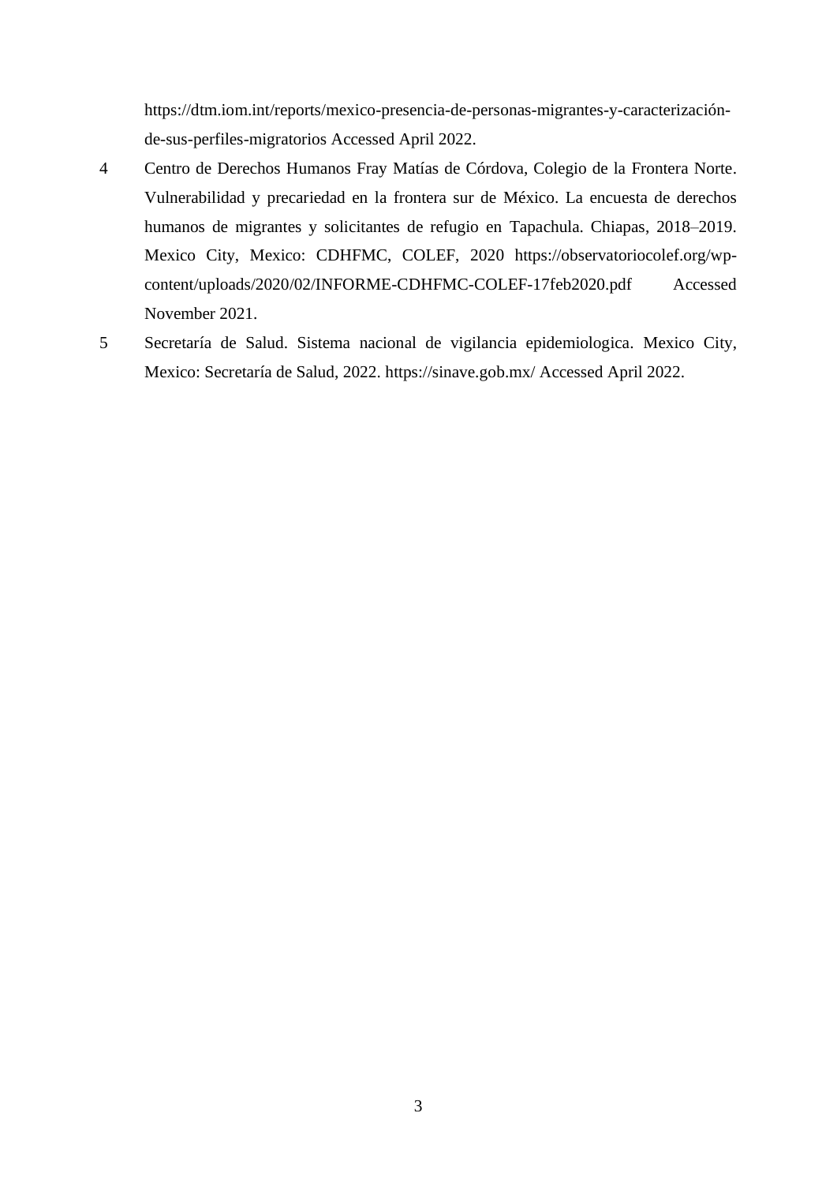https://dtm.iom.int/reports/mexico-presencia-de-personas-migrantes-y-caracterización-de-sus-perfiles-migratorios Accessed April 2022.

4. Centro de Derechos Humanos Fray Matías de Córdova, Colegio de la Frontera Norte. Vulnerabilidad y precariedad en la frontera sur de México. La encuesta de derechos humanos de migrantes y solicitantes de refugio en Tapachula. Chiapas, 2018–2019. Mexico City, Mexico: CDHFMC, COLEF, 2020 https://observatoriocolef.org/wp-content/uploads/2020/02/INFORME-CDHFMC-COLEF-17feb2020.pdf Accessed November 2021.
5. Secretaría de Salud. Sistema nacional de vigilancia epidemiologica. Mexico City, Mexico: Secretaría de Salud, 2022. https://sinave.gob.mx/ Accessed April 2022.